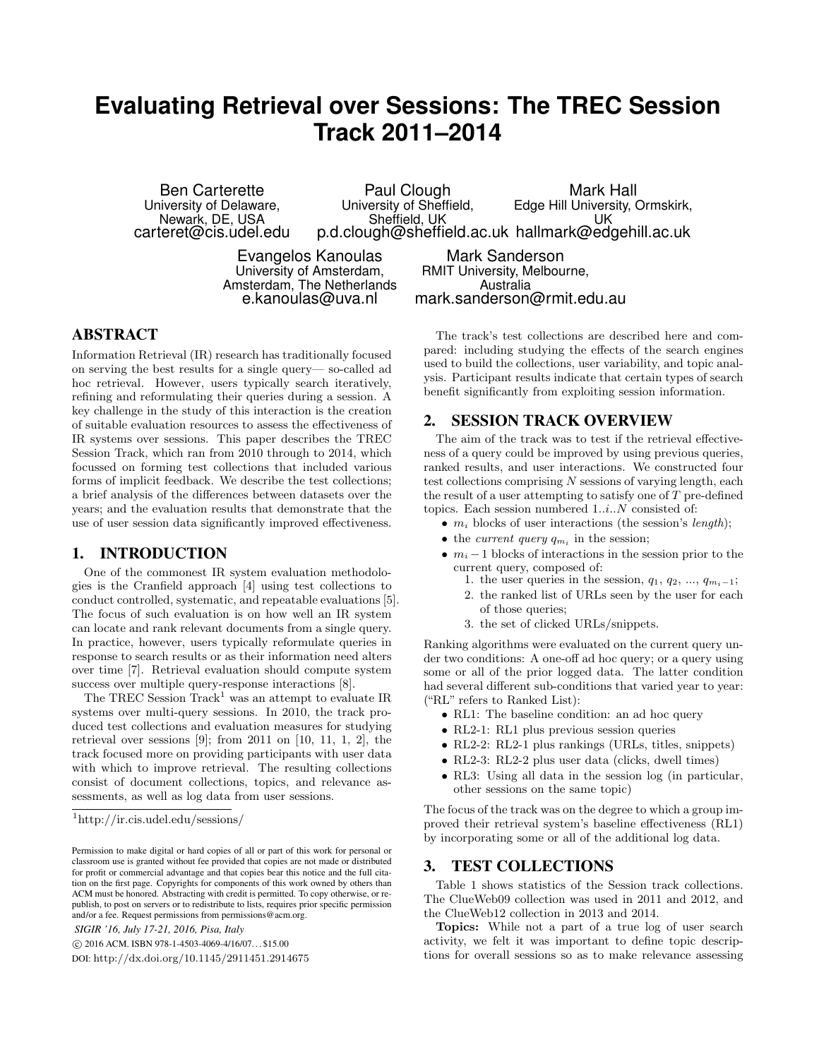# Evaluating Retrieval over Sessions: The TREC Session Track 2011–2014

Ben Carterette
University of Delaware, Newark, DE, USA
carteret@cis.udel.edu

Paul Clough
University of Sheffield, Sheffield, UK
p.d.clough@sheffield.ac.uk

Mark Hall
Edge Hill University, Ormskirk, UK
hallmark@edgehill.ac.uk

Evangelos Kanoulas
University of Amsterdam, Amsterdam, The Netherlands
e.kanoulas@uva.nl

Mark Sanderson
RMIT University, Melbourne, Australia
mark.sanderson@rmit.edu.au

## ABSTRACT

Information Retrieval (IR) research has traditionally focused on serving the best results for a single query— so-called ad hoc retrieval. However, users typically search iteratively, refining and reformulating their queries during a session. A key challenge in the study of this interaction is the creation of suitable evaluation resources to assess the effectiveness of IR systems over sessions. This paper describes the TREC Session Track, which ran from 2010 through to 2014, which focussed on forming test collections that included various forms of implicit feedback. We describe the test collections; a brief analysis of the differences between datasets over the years; and the evaluation results that demonstrate that the use of user session data significantly improved effectiveness.

## 1. INTRODUCTION

One of the commonest IR system evaluation methodologies is the Cranfield approach [4] using test collections to conduct controlled, systematic, and repeatable evaluations [5]. The focus of such evaluation is on how well an IR system can locate and rank relevant documents from a single query. In practice, however, users typically reformulate queries in response to search results or as their information need alters over time [7]. Retrieval evaluation should compute system success over multiple query-response interactions [8].

The TREC Session Track[1] was an attempt to evaluate IR systems over multi-query sessions. In 2010, the track produced test collections and evaluation measures for studying retrieval over sessions [9]; from 2011 on [10, 11, 1, 2], the track focused more on providing participants with user data with which to improve retrieval. The resulting collections consist of document collections, topics, and relevance assessments, as well as log data from user sessions.

[1] http://ir.cis.udel.edu/sessions/

Permission to make digital or hard copies of all or part of this work for personal or classroom use is granted without fee provided that copies are not made or distributed for profit or commercial advantage and that copies bear this notice and the full citation on the first page. Copyrights for components of this work owned by others than ACM must be honored. Abstracting with credit is permitted. To copy otherwise, or republish, to post on servers or to redistribute to lists, requires prior specific permission and/or a fee. Request permissions from permissions@acm.org.

*SIGIR '16, July 17-21, 2016, Pisa, Italy*
© 2016 ACM. ISBN 978-1-4503-4069-4/16/07...$15.00
DOI: http://dx.doi.org/10.1145/2911451.2914675

The track's test collections are described here and compared: including studying the effects of the search engines used to build the collections, user variability, and topic analysis. Participant results indicate that certain types of search benefit significantly from exploiting session information.

## 2. SESSION TRACK OVERVIEW

The aim of the track was to test if the retrieval effectiveness of a query could be improved by using previous queries, ranked results, and user interactions. We constructed four test collections comprising $N$ sessions of varying length, each the result of a user attempting to satisfy one of $T$ pre-defined topics. Each session numbered $1..i..N$ consisted of:

- $m_i$ blocks of user interactions (the session's *length*);
- the *current query* $q_{m_i}$ in the session;
- $m_i - 1$ blocks of interactions in the session prior to the current query, composed of:
  1. the user queries in the session, $q_1$, $q_2$, ..., $q_{m_i-1}$;
  2. the ranked list of URLs seen by the user for each of those queries;
  3. the set of clicked URLs/snippets.

Ranking algorithms were evaluated on the current query under two conditions: A one-off ad hoc query; or a query using some or all of the prior logged data. The latter condition had several different sub-conditions that varied year to year: ("RL" refers to Ranked List):

- RL1: The baseline condition: an ad hoc query
- RL2-1: RL1 plus previous session queries
- RL2-2: RL2-1 plus rankings (URLs, titles, snippets)
- RL2-3: RL2-2 plus user data (clicks, dwell times)
- RL3: Using all data in the session log (in particular, other sessions on the same topic)

The focus of the track was on the degree to which a group improved their retrieval system's baseline effectiveness (RL1) by incorporating some or all of the additional log data.

## 3. TEST COLLECTIONS

Table 1 shows statistics of the Session track collections. The ClueWeb09 collection was used in 2011 and 2012, and the ClueWeb12 collection in 2013 and 2014.

**Topics:** While not a part of a true log of user search activity, we felt it was important to define topic descriptions for overall sessions so as to make relevance assessing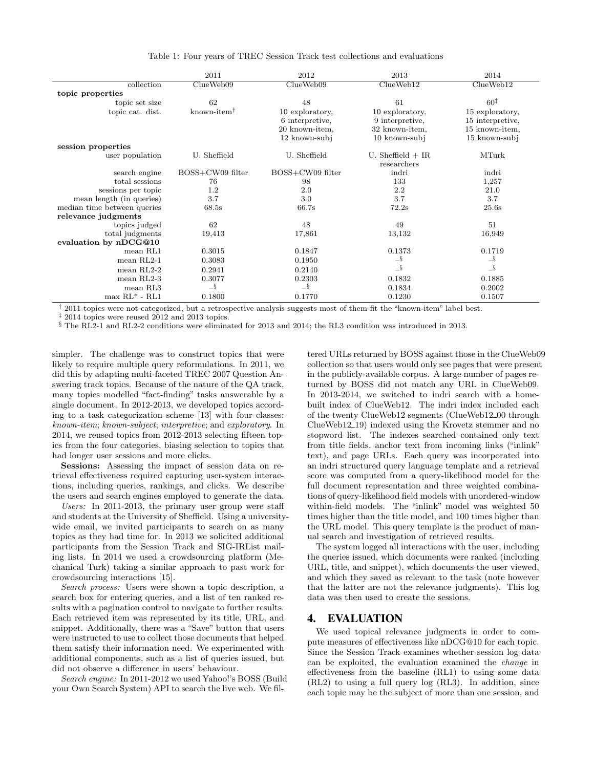Table 1: Four years of TREC Session Track test collections and evaluations

| | 2011 | 2012 | 2013 | 2014 |
|---|---|---|---|---|
| collection | ClueWeb09 | ClueWeb09 | ClueWeb12 | ClueWeb12 |
| **topic properties** | | | | |
| topic set size | 62 | 48 | 61 | 60‡ |
| topic cat. dist. | known-item† | 10 exploratory, 6 interpretive, 20 known-item, 12 known-subj | 10 exploratory, 9 interpretive, 32 known-item, 10 known-subj | 15 exploratory, 15 interpretive, 15 known-item, 15 known-subj |
| **session properties** | | | | |
| user population | U. Sheffield | U. Sheffield | U. Sheffield + IR researchers | MTurk |
| search engine | BOSS+CW09 filter | BOSS+CW09 filter | indri | indri |
| total sessions | 76 | 98 | 133 | 1,257 |
| sessions per topic | 1.2 | 2.0 | 2.2 | 21.0 |
| mean length (in queries) | 3.7 | 3.0 | 3.7 | 3.7 |
| median time between queries | 68.5s | 66.7s | 72.2s | 25.6s |
| **relevance judgments** | | | | |
| topics judged | 62 | 48 | 49 | 51 |
| total judgments | 19,413 | 17,861 | 13,132 | 16,949 |
| **evaluation by nDCG@10** | | | | |
| mean RL1 | 0.3015 | 0.1847 | 0.1373 | 0.1719 |
| mean RL2-1 | 0.3083 | 0.1950 | –§ | –§ |
| mean RL2-2 | 0.2941 | 0.2140 | –§ | –§ |
| mean RL2-3 | 0.3077 | 0.2303 | 0.1832 | 0.1885 |
| mean RL3 | –§ | –§ | 0.1834 | 0.2002 |
| max RL* - RL1 | 0.1800 | 0.1770 | 0.1230 | 0.1507 |

† 2011 topics were not categorized, but a retrospective analysis suggests most of them fit the "known-item" label best.
‡ 2014 topics were reused 2012 and 2013 topics.
§ The RL2-1 and RL2-2 conditions were eliminated for 2013 and 2014; the RL3 condition was introduced in 2013.

simpler. The challenge was to construct topics that were likely to require multiple query reformulations. In 2011, we did this by adapting multi-faceted TREC 2007 Question Answering track topics. Because of the nature of the QA track, many topics modelled "fact-finding" tasks answerable by a single document. In 2012-2013, we developed topics according to a task categorization scheme [13] with four classes: *known-item*; *known-subject*; *interpretive*; and *exploratory*. In 2014, we reused topics from 2012-2013 selecting fifteen topics from the four categories, biasing selection to topics that had longer user sessions and more clicks.

**Sessions:** Assessing the impact of session data on retrieval effectiveness required capturing user-system interactions, including queries, rankings, and clicks. We describe the users and search engines employed to generate the data.

*Users:* In 2011-2013, the primary user group were staff and students at the University of Sheffield. Using a university-wide email, we invited participants to search on as many topics as they had time for. In 2013 we solicited additional participants from the Session Track and SIG-IRList mailing lists. In 2014 we used a crowdsourcing platform (Mechanical Turk) taking a similar approach to past work for crowdsourcing interactions [15].

*Search process:* Users were shown a topic description, a search box for entering queries, and a list of ten ranked results with a pagination control to navigate to further results. Each retrieved item was represented by its title, URL, and snippet. Additionally, there was a "Save" button that users were instructed to use to collect those documents that helped them satisfy their information need. We experimented with additional components, such as a list of queries issued, but did not observe a difference in users' behaviour.

*Search engine:* In 2011-2012 we used Yahoo!'s BOSS (Build your Own Search System) API to search the live web. We filtered URLs returned by BOSS against those in the ClueWeb09 collection so that users would only see pages that were present in the publicly-available corpus. A large number of pages returned by BOSS did not match any URL in ClueWeb09. In 2013-2014, we switched to indri search with a homebuilt index of ClueWeb12. The indri index included each of the twenty ClueWeb12 segments (ClueWeb12_00 through ClueWeb12_19) indexed using the Krovetz stemmer and no stopword list. The indexes searched contained only text from title fields, anchor text from incoming links ("inlink" text), and page URLs. Each query was incorporated into an indri structured query language template and a retrieval score was computed from a query-likelihood model for the full document representation and three weighted combinations of query-likelihood field models with unordered-window within-field models. The "inlink" model was weighted 50 times higher than the title model, and 100 times higher than the URL model. This query template is the product of manual search and investigation of retrieved results.

The system logged all interactions with the user, including the queries issued, which documents were ranked (including URL, title, and snippet), which documents the user viewed, and which they saved as relevant to the task (note however that the latter are not the relevance judgments). This log data was then used to create the sessions.

## 4. EVALUATION

We used topical relevance judgments in order to compute measures of effectiveness like nDCG@10 for each topic. Since the Session Track examines whether session log data can be exploited, the evaluation examined the *change* in effectiveness from the baseline (RL1) to using some data (RL2) to using a full query log (RL3). In addition, since each topic may be the subject of more than one session, and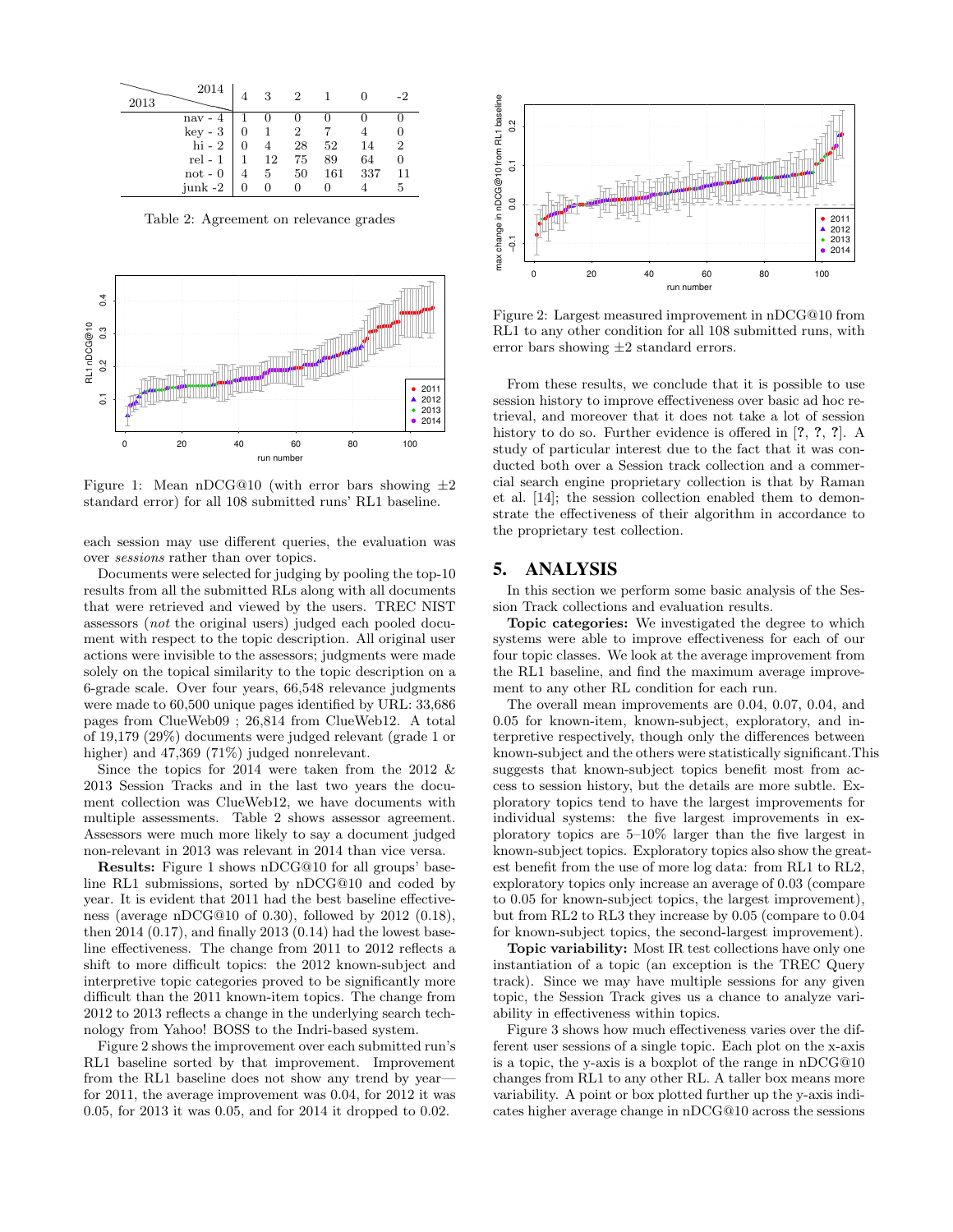| 2013 \ 2014 | 4 | 3 | 2 | 1 | 0 | -2 |
|---|---|---|---|---|---|---|
| nav - 4 | 1 | 0 | 0 | 0 | 0 | 0 |
| key - 3 | 0 | 1 | 2 | 7 | 4 | 0 |
| hi - 2 | 0 | 4 | 28 | 52 | 14 | 2 |
| rel - 1 | 1 | 12 | 75 | 89 | 64 | 0 |
| not - 0 | 4 | 5 | 50 | 161 | 337 | 11 |
| junk -2 | 0 | 0 | 0 | 0 | 4 | 5 |

Table 2: Agreement on relevance grades

Figure 1: Mean nDCG@10 (with error bars showing ±2 standard error) for all 108 submitted runs' RL1 baseline.

each session may use different queries, the evaluation was over *sessions* rather than over topics.

Documents were selected for judging by pooling the top-10 results from all the submitted RLs along with all documents that were retrieved and viewed by the users. TREC NIST assessors (*not* the original users) judged each pooled document with respect to the topic description. All original user actions were invisible to the assessors; judgments were made solely on the topical similarity to the topic description on a 6-grade scale. Over four years, 66,548 relevance judgments were made to 60,500 unique pages identified by URL: 33,686 pages from ClueWeb09 ; 26,814 from ClueWeb12. A total of 19,179 (29%) documents were judged relevant (grade 1 or higher) and 47,369 (71%) judged nonrelevant.

Since the topics for 2014 were taken from the 2012 & 2013 Session Tracks and in the last two years the document collection was ClueWeb12, we have documents with multiple assessments. Table 2 shows assessor agreement. Assessors were much more likely to say a document judged non-relevant in 2013 was relevant in 2014 than vice versa.

**Results:** Figure 1 shows nDCG@10 for all groups' baseline RL1 submissions, sorted by nDCG@10 and coded by year. It is evident that 2011 had the best baseline effectiveness (average nDCG@10 of 0.30), followed by 2012 (0.18), then 2014 (0.17), and finally 2013 (0.14) had the lowest baseline effectiveness. The change from 2011 to 2012 reflects a shift to more difficult topics: the 2012 known-subject and interpretive topic categories proved to be significantly more difficult than the 2011 known-item topics. The change from 2012 to 2013 reflects a change in the underlying search technology from Yahoo! BOSS to the Indri-based system.

Figure 2 shows the improvement over each submitted run's RL1 baseline sorted by that improvement. Improvement from the RL1 baseline does not show any trend by year—for 2011, the average improvement was 0.04, for 2012 it was 0.05, for 2013 it was 0.05, and for 2014 it dropped to 0.02.

Figure 2: Largest measured improvement in nDCG@10 from RL1 to any other condition for all 108 submitted runs, with error bars showing ±2 standard errors.

From these results, we conclude that it is possible to use session history to improve effectiveness over basic ad hoc retrieval, and moreover that it does not take a lot of session history to do so. Further evidence is offered in [?, ?, ?]. A study of particular interest due to the fact that it was conducted both over a Session track collection and a commercial search engine proprietary collection is that by Raman et al. [14]; the session collection enabled them to demonstrate the effectiveness of their algorithm in accordance to the proprietary test collection.

## 5. ANALYSIS

In this section we perform some basic analysis of the Session Track collections and evaluation results.

**Topic categories:** We investigated the degree to which systems were able to improve effectiveness for each of our four topic classes. We look at the average improvement from the RL1 baseline, and find the maximum average improvement to any other RL condition for each run.

The overall mean improvements are 0.04, 0.07, 0.04, and 0.05 for known-item, known-subject, exploratory, and interpretive respectively, though only the differences between known-subject and the others were statistically significant.This suggests that known-subject topics benefit most from access to session history, but the details are more subtle. Exploratory topics tend to have the largest improvements for individual systems: the five largest improvements in exploratory topics are 5–10% larger than the five largest in known-subject topics. Exploratory topics also show the greatest benefit from the use of more log data: from RL1 to RL2, exploratory topics only increase an average of 0.03 (compare to 0.05 for known-subject topics, the largest improvement), but from RL2 to RL3 they increase by 0.05 (compare to 0.04 for known-subject topics, the second-largest improvement).

**Topic variability:** Most IR test collections have only one instantiation of a topic (an exception is the TREC Query track). Since we may have multiple sessions for any given topic, the Session Track gives us a chance to analyze variability in effectiveness within topics.

Figure 3 shows how much effectiveness varies over the different user sessions of a single topic. Each plot on the x-axis is a topic, the y-axis is a boxplot of the range in nDCG@10 changes from RL1 to any other RL. A taller box means more variability. A point or box plotted further up the y-axis indicates higher average change in nDCG@10 across the sessions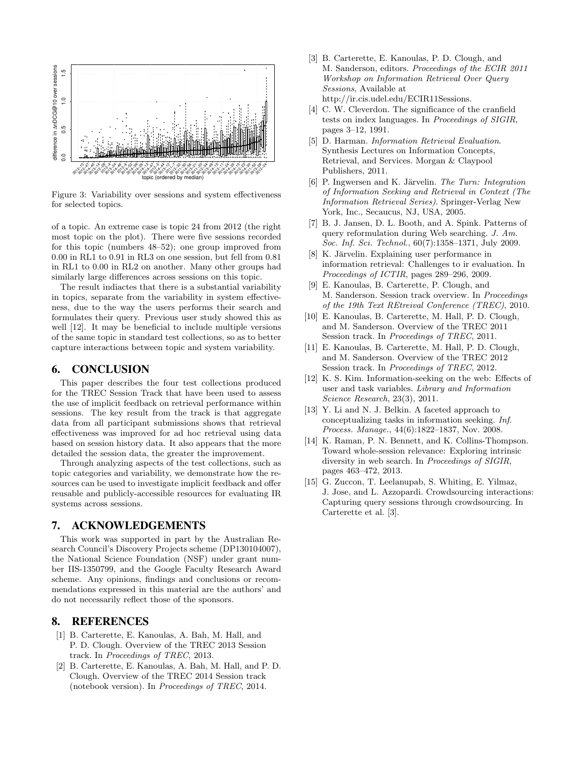difference in ΔnDCG@10 over sessions

0.0 0.5 1.0 1.5

topic (ordered by median)

Figure 3: Variability over sessions and system effectiveness for selected topics.

of a topic. An extreme case is topic 24 from 2012 (the right most topic on the plot). There were five sessions recorded for this topic (numbers 48–52); one group improved from 0.00 in RL1 to 0.91 in RL3 on one session, but fell from 0.81 in RL1 to 0.00 in RL2 on another. Many other groups had similarly large differences across sessions on this topic.

The result indiactes that there is a substantial variability in topics, separate from the variability in system effectiveness, due to the way the users performs their search and formulates their query. Previous user study showed this as well [12]. It may be beneficial to include multiple versions of the same topic in standard test collections, so as to better capture interactions between topic and system variability.

## 6. CONCLUSION

This paper describes the four test collections produced for the TREC Session Track that have been used to assess the use of implicit feedback on retrieval performance within sessions. The key result from the track is that aggregate data from all participant submissions shows that retrieval effectiveness was improved for ad hoc retrieval using data based on session history data. It also appears that the more detailed the session data, the greater the improvement.

Through analyzing aspects of the test collections, such as topic categories and variability, we demonstrate how the resources can be used to investigate implicit feedback and offer reusable and publicly-accessible resources for evaluating IR systems across sessions.

## 7. ACKNOWLEDGEMENTS

This work was supported in part by the Australian Research Council's Discovery Projects scheme (DP130104007), the National Science Foundation (NSF) under grant number IIS-1350799, and the Google Faculty Research Award scheme. Any opinions, findings and conclusions or recommendations expressed in this material are the authors' and do not necessarily reflect those of the sponsors.

## 8. REFERENCES

[1] B. Carterette, E. Kanoulas, A. Bah, M. Hall, and P. D. Clough. Overview of the TREC 2013 Session track. In *Proceedings of TREC*, 2013.

[2] B. Carterette, E. Kanoulas, A. Bah, M. Hall, and P. D. Clough. Overview of the TREC 2014 Session track (notebook version). In *Proceedings of TREC*, 2014.

[3] B. Carterette, E. Kanoulas, P. D. Clough, and M. Sanderson, editors. *Proceedings of the ECIR 2011 Workshop on Information Retrieval Over Query Sessions*, Available at http://ir.cis.udel.edu/ECIR11Sessions.

[4] C. W. Cleverdon. The significance of the cranfield tests on index languages. In *Proceedings of SIGIR*, pages 3–12, 1991.

[5] D. Harman. *Information Retrieval Evaluation*. Synthesis Lectures on Information Concepts, Retrieval, and Services. Morgan & Claypool Publishers, 2011.

[6] P. Ingwersen and K. Järvelin. *The Turn: Integration of Information Seeking and Retrieval in Context (The Information Retrieval Series)*. Springer-Verlag New York, Inc., Secaucus, NJ, USA, 2005.

[7] B. J. Jansen, D. L. Booth, and A. Spink. Patterns of query reformulation during Web searching. *J. Am. Soc. Inf. Sci. Technol.*, 60(7):1358–1371, July 2009.

[8] K. Järvelin. Explaining user performance in information retrieval: Challenges to ir evaluation. In *Proceedings of ICTIR*, pages 289–296, 2009.

[9] E. Kanoulas, B. Carterette, P. Clough, and M. Sanderson. Session track overview. In *Proceedings of the 19th Text REtreival Conference (TREC)*, 2010.

[10] E. Kanoulas, B. Carterette, M. Hall, P. D. Clough, and M. Sanderson. Overview of the TREC 2011 Session track. In *Proceedings of TREC*, 2011.

[11] E. Kanoulas, B. Carterette, M. Hall, P. D. Clough, and M. Sanderson. Overview of the TREC 2012 Session track. In *Proceedings of TREC*, 2012.

[12] K. S. Kim. Information-seeking on the web: Effects of user and task variables. *Library and Information Science Research*, 23(3), 2011.

[13] Y. Li and N. J. Belkin. A faceted approach to conceptualizing tasks in information seeking. *Inf. Process. Manage.*, 44(6):1822–1837, Nov. 2008.

[14] K. Raman, P. N. Bennett, and K. Collins-Thompson. Toward whole-session relevance: Exploring intrinsic diversity in web search. In *Proceedings of SIGIR*, pages 463–472, 2013.

[15] G. Zuccon, T. Leelanupab, S. Whiting, E. Yilmaz, J. Jose, and L. Azzopardi. Crowdsourcing interactions: Capturing query sessions through crowdsourcing. In Carterette et al. [3].